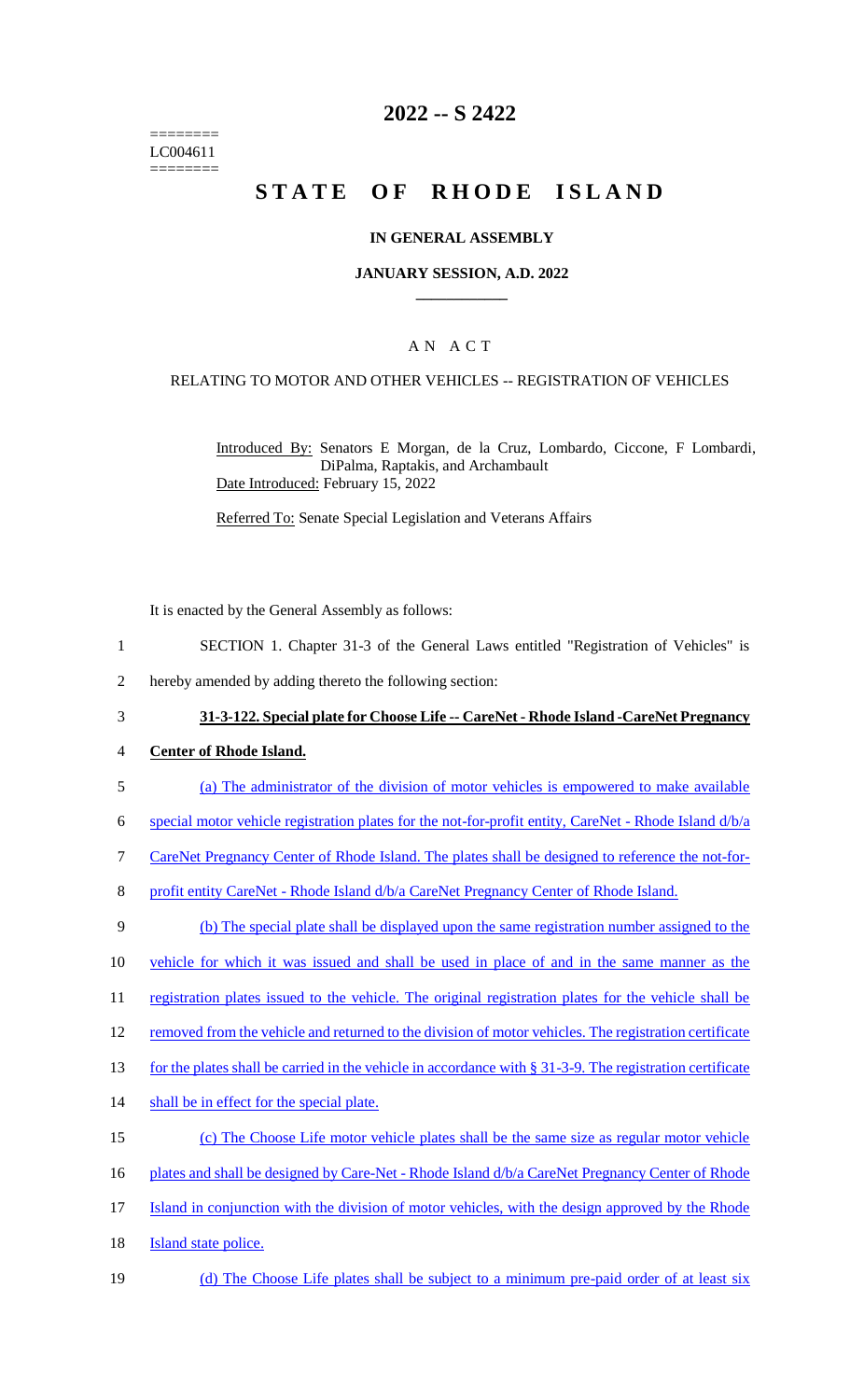========
LC004611
========

# 2022 -- S 2422

# STATE OF RHODE ISLAND

## IN GENERAL ASSEMBLY

### JANUARY SESSION, A.D. 2022

### A N A C T

RELATING TO MOTOR AND OTHER VEHICLES -- REGISTRATION OF VEHICLES

Introduced By: Senators E Morgan, de la Cruz, Lombardo, Ciccone, F Lombardi, DiPalma, Raptakis, and Archambault

Date Introduced: February 15, 2022

Referred To: Senate Special Legislation and Veterans Affairs

It is enacted by the General Assembly as follows:

1 SECTION 1. Chapter 31-3 of the General Laws entitled "Registration of Vehicles" is
2 hereby amended by adding thereto the following section:

3 **31-3-122. Special plate for Choose Life -- CareNet - Rhode Island -CareNet Pregnancy**
4 **Center of Rhode Island.**

5 (a) The administrator of the division of motor vehicles is empowered to make available
6 special motor vehicle registration plates for the not-for-profit entity, CareNet - Rhode Island d/b/a
7 CareNet Pregnancy Center of Rhode Island. The plates shall be designed to reference the not-for-
8 profit entity CareNet - Rhode Island d/b/a CareNet Pregnancy Center of Rhode Island.

9 (b) The special plate shall be displayed upon the same registration number assigned to the
10 vehicle for which it was issued and shall be used in place of and in the same manner as the
11 registration plates issued to the vehicle. The original registration plates for the vehicle shall be
12 removed from the vehicle and returned to the division of motor vehicles. The registration certificate
13 for the plates shall be carried in the vehicle in accordance with § 31-3-9. The registration certificate
14 shall be in effect for the special plate.

15 (c) The Choose Life motor vehicle plates shall be the same size as regular motor vehicle
16 plates and shall be designed by Care-Net - Rhode Island d/b/a CareNet Pregnancy Center of Rhode
17 Island in conjunction with the division of motor vehicles, with the design approved by the Rhode
18 Island state police.

19 (d) The Choose Life plates shall be subject to a minimum pre-paid order of at least six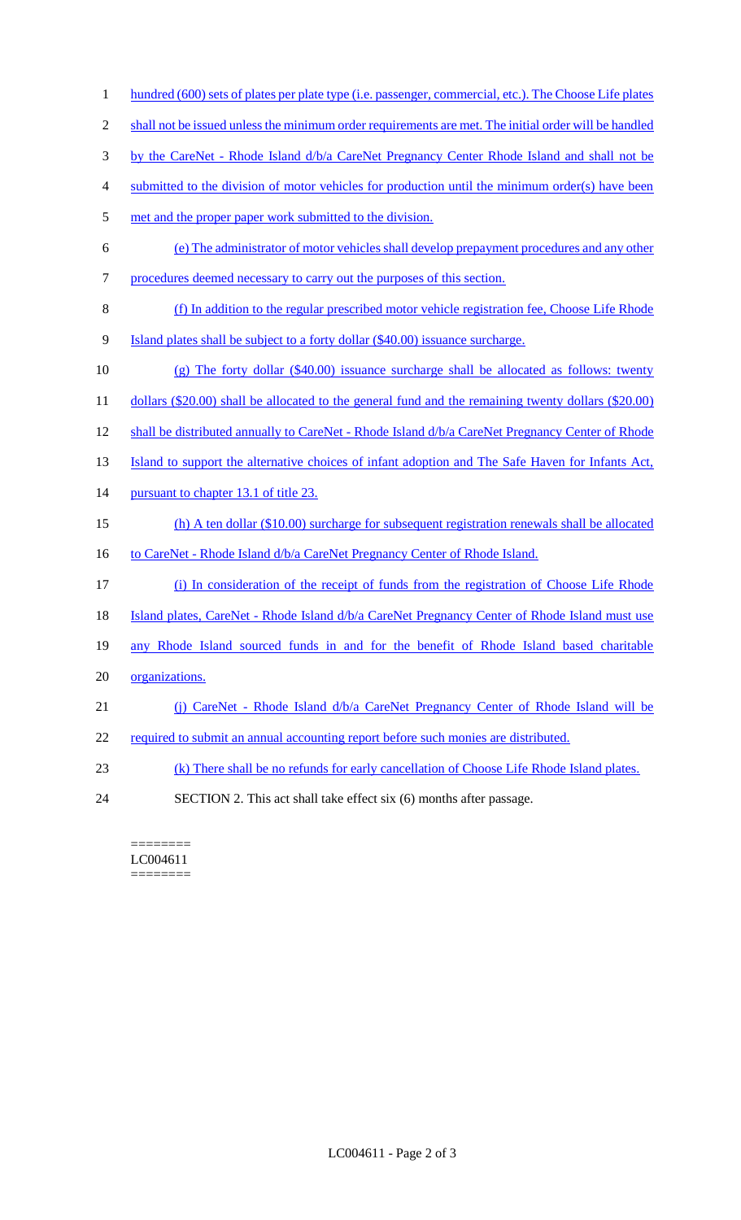hundred (600) sets of plates per plate type (i.e. passenger, commercial, etc.). The Choose Life plates shall not be issued unless the minimum order requirements are met. The initial order will be handled by the CareNet - Rhode Island d/b/a CareNet Pregnancy Center Rhode Island and shall not be submitted to the division of motor vehicles for production until the minimum order(s) have been met and the proper paper work submitted to the division.

(e) The administrator of motor vehicles shall develop prepayment procedures and any other procedures deemed necessary to carry out the purposes of this section.

(f) In addition to the regular prescribed motor vehicle registration fee, Choose Life Rhode Island plates shall be subject to a forty dollar ($40.00) issuance surcharge.

(g) The forty dollar ($40.00) issuance surcharge shall be allocated as follows: twenty dollars ($20.00) shall be allocated to the general fund and the remaining twenty dollars ($20.00) shall be distributed annually to CareNet - Rhode Island d/b/a CareNet Pregnancy Center of Rhode Island to support the alternative choices of infant adoption and The Safe Haven for Infants Act, pursuant to chapter 13.1 of title 23.

(h) A ten dollar ($10.00) surcharge for subsequent registration renewals shall be allocated to CareNet - Rhode Island d/b/a CareNet Pregnancy Center of Rhode Island.

(i) In consideration of the receipt of funds from the registration of Choose Life Rhode Island plates, CareNet - Rhode Island d/b/a CareNet Pregnancy Center of Rhode Island must use any Rhode Island sourced funds in and for the benefit of Rhode Island based charitable organizations.

(j) CareNet - Rhode Island d/b/a CareNet Pregnancy Center of Rhode Island will be required to submit an annual accounting report before such monies are distributed.

(k) There shall be no refunds for early cancellation of Choose Life Rhode Island plates.

SECTION 2. This act shall take effect six (6) months after passage.

========
LC004611
========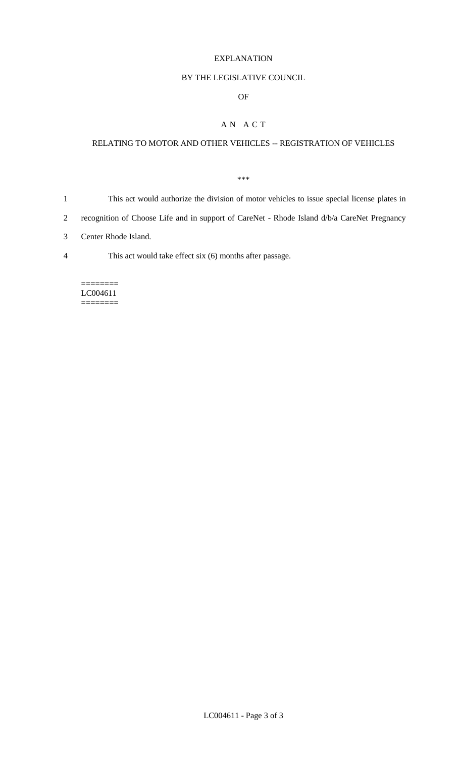EXPLANATION

BY THE LEGISLATIVE COUNCIL

OF

# A N A C T

RELATING TO MOTOR AND OTHER VEHICLES -- REGISTRATION OF VEHICLES

\*\*\*

This act would authorize the division of motor vehicles to issue special license plates in recognition of Choose Life and in support of CareNet - Rhode Island d/b/a CareNet Pregnancy Center Rhode Island.

This act would take effect six (6) months after passage.

========
LC004611
========